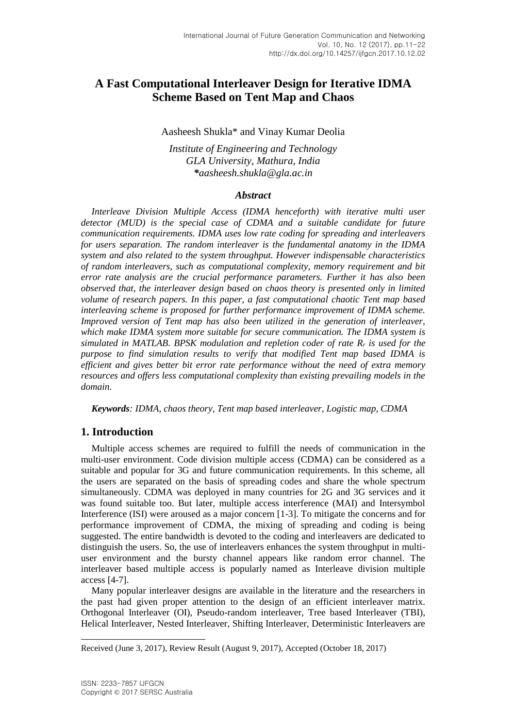# A Fast Computational Interleaver Design for Iterative IDMA Scheme Based on Tent Map and Chaos

Aasheesh Shukla* and Vinay Kumar Deolia

*Institute of Engineering and Technology*
*GLA University, Mathura, India*
*\*aasheesh.shukla@gla.ac.in*

### *Abstract*

*Interleave Division Multiple Access (IDMA henceforth) with iterative multi user detector (MUD) is the special case of CDMA and a suitable candidate for future communication requirements. IDMA uses low rate coding for spreading and interleavers for users separation. The random interleaver is the fundamental anatomy in the IDMA system and also related to the system throughput. However indispensable characteristics of random interleavers, such as computational complexity, memory requirement and bit error rate analysis are the crucial performance parameters. Further it has also been observed that, the interleaver design based on chaos theory is presented only in limited volume of research papers. In this paper, a fast computational chaotic Tent map based interleaving scheme is proposed for further performance improvement of IDMA scheme. Improved version of Tent map has also been utilized in the generation of interleaver, which make IDMA system more suitable for secure communication. The IDMA system is simulated in MATLAB. BPSK modulation and repletion coder of rate $R_r$ is used for the purpose to find simulation results to verify that modified Tent map based IDMA is efficient and gives better bit error rate performance without the need of extra memory resources and offers less computational complexity than existing prevailing models in the domain.*

***Keywords**: IDMA, chaos theory, Tent map based interleaver, Logistic map, CDMA*

## 1. Introduction

Multiple access schemes are required to fulfill the needs of communication in the multi-user environment. Code division multiple access (CDMA) can be considered as a suitable and popular for 3G and future communication requirements. In this scheme, all the users are separated on the basis of spreading codes and share the whole spectrum simultaneously. CDMA was deployed in many countries for 2G and 3G services and it was found suitable too. But later, multiple access interference (MAI) and Intersymbol Interference (ISI) were aroused as a major concern [1-3]. To mitigate the concerns and for performance improvement of CDMA, the mixing of spreading and coding is being suggested. The entire bandwidth is devoted to the coding and interleavers are dedicated to distinguish the users. So, the use of interleavers enhances the system throughput in multi-user environment and the bursty channel appears like random error channel. The interleaver based multiple access is popularly named as Interleave division multiple access [4-7].

Many popular interleaver designs are available in the literature and the researchers in the past had given proper attention to the design of an efficient interleaver matrix. Orthogonal Interleaver (OI), Pseudo-random interleaver, Tree based Interleaver (TBI), Helical Interleaver, Nested Interleaver, Shifting Interleaver, Deterministic Interleavers are

---

Received (June 3, 2017), Review Result (August 9, 2017), Accepted (October 18, 2017)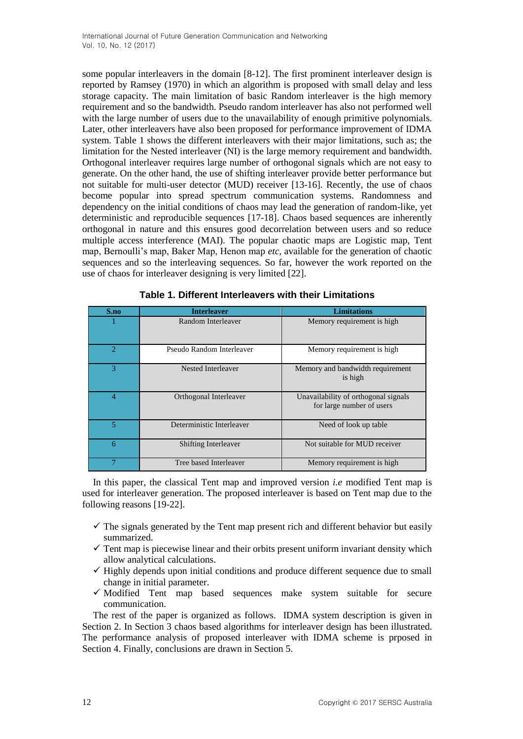some popular interleavers in the domain [8-12]. The first prominent interleaver design is reported by Ramsey (1970) in which an algorithm is proposed with small delay and less storage capacity. The main limitation of basic Random interleaver is the high memory requirement and so the bandwidth. Pseudo random interleaver has also not performed well with the large number of users due to the unavailability of enough primitive polynomials. Later, other interleavers have also been proposed for performance improvement of IDMA system. Table 1 shows the different interleavers with their major limitations, such as; the limitation for the Nested interleaver (NI) is the large memory requirement and bandwidth. Orthogonal interleaver requires large number of orthogonal signals which are not easy to generate. On the other hand, the use of shifting interleaver provide better performance but not suitable for multi-user detector (MUD) receiver [13-16]. Recently, the use of chaos become popular into spread spectrum communication systems. Randomness and dependency on the initial conditions of chaos may lead the generation of random-like, yet deterministic and reproducible sequences [17-18]. Chaos based sequences are inherently orthogonal in nature and this ensures good decorrelation between users and so reduce multiple access interference (MAI). The popular chaotic maps are Logistic map, Tent map, Bernoulli's map, Baker Map, Henon map *etc*, available for the generation of chaotic sequences and so the interleaving sequences. So far, however the work reported on the use of chaos for interleaver designing is very limited [22].

**Table 1. Different Interleavers with their Limitations**

| S.no | Interleaver | Limitations |
|---|---|---|
| 1 | Random Interleaver | Memory requirement is high |
| 2 | Pseudo Random Interleaver | Memory requirement is high |
| 3 | Nested Interleaver | Memory and bandwidth requirement is high |
| 4 | Orthogonal Interleaver | Unavailability of orthogonal signals for large number of users |
| 5 | Deterministic Interleaver | Need of look up table |
| 6 | Shifting Interleaver | Not suitable for MUD receiver |
| 7 | Tree based Interleaver | Memory requirement is high |

In this paper, the classical Tent map and improved version *i.e* modified Tent map is used for interleaver generation. The proposed interleaver is based on Tent map due to the following reasons [19-22].

- ✓ The signals generated by the Tent map present rich and different behavior but easily summarized.
- ✓ Tent map is piecewise linear and their orbits present uniform invariant density which allow analytical calculations.
- ✓ Highly depends upon initial conditions and produce different sequence due to small change in initial parameter.
- ✓ Modified Tent map based sequences make system suitable for secure communication.

The rest of the paper is organized as follows. IDMA system description is given in Section 2. In Section 3 chaos based algorithms for interleaver design has been illustrated. The performance analysis of proposed interleaver with IDMA scheme is prposed in Section 4. Finally, conclusions are drawn in Section 5.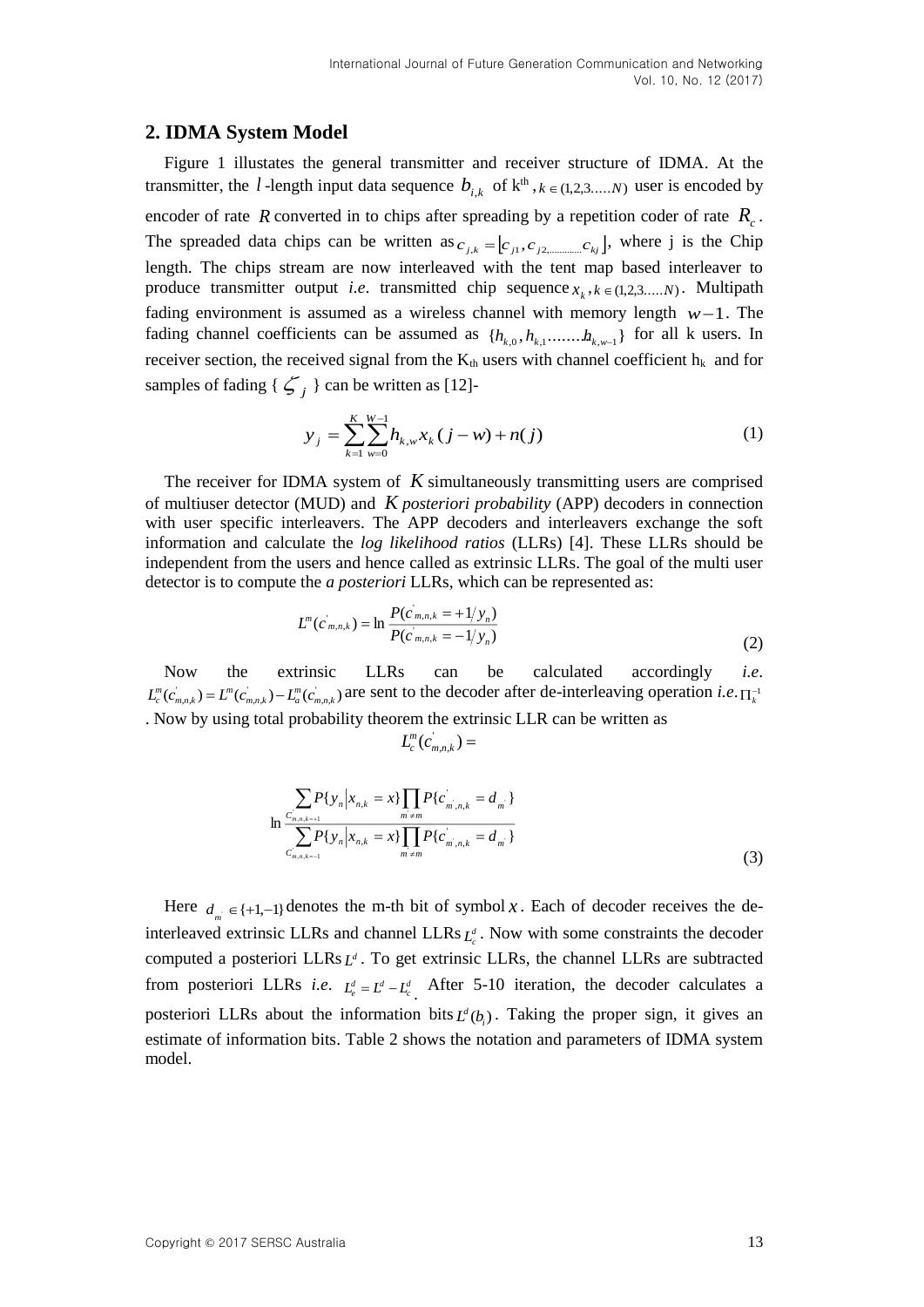## 2. IDMA System Model

Figure 1 illustates the general transmitter and receiver structure of IDMA. At the transmitter, the $l$-length input data sequence $b_{i,k}$ of k[th] , $k \in (1,2,3.....N)$ user is encoded by encoder of rate $R$ converted in to chips after spreading by a repetition coder of rate $R_c$. The spreaded data chips can be written as $c_{j,k} = [c_{j1}, c_{j2,..............} c_{kj}]$, where j is the Chip length. The chips stream are now interleaved with the tent map based interleaver to produce transmitter output *i.e.* transmitted chip sequence $x_k, k \in (1,2,3.....N)$. Multipath fading environment is assumed as a wireless channel with memory length $w-1$. The fading channel coefficients can be assumed as $\{h_{k,0}, h_{k,1}........h_{k,w-1}\}$ for all k users. In receiver section, the received signal from the K$_{th}$ users with channel coefficient h$_k$ and for samples of fading { $\zeta_j$ } can be written as [12]-

$$y_j = \sum_{k=1}^{K} \sum_{w=0}^{W-1} h_{k,w} x_k (j-w) + n(j) \tag{1}$$

The receiver for IDMA system of $K$ simultaneously transmitting users are comprised of multiuser detector (MUD) and $K$ *posteriori probability* (APP) decoders in connection with user specific interleavers. The APP decoders and interleavers exchange the soft information and calculate the *log likelihood ratios* (LLRs) [4]. These LLRs should be independent from the users and hence called as extrinsic LLRs. The goal of the multi user detector is to compute the *a posteriori* LLRs, which can be represented as:

$$L^m(c'_{m,n,k}) = \ln \frac{P(c'_{m,n,k} = +1/y_n)}{P(c'_{m,n,k} = -1/y_n)} \tag{2}$$

Now the extrinsic LLRs can be calculated accordingly *i.e.* $L_c^m(c'_{m,n,k}) = L^m(c'_{m,n,k}) - L_a^m(c'_{m,n,k})$ are sent to the decoder after de-interleaving operation *i.e.* $\Pi_k^{-1}$. Now by using total probability theorem the extrinsic LLR can be written as

$$L_c^m(c'_{m,n,k}) =$$

$$\ln \frac{\sum_{C'_{m,n,k=+1}} P\{y_n | x_{n,k} = x\} \prod_{m' \neq m} P\{c'_{m',n,k} = d_{m'}\}}{\sum_{C'_{m,n,k=-1}} P\{y_n | x_{n,k} = x\} \prod_{m' \neq m} P\{c'_{m',n,k} = d_{m'}\}} \tag{3}$$

Here $d_{m'} \in \{+1,-1\}$ denotes the m-th bit of symbol $x$. Each of decoder receives the de-interleaved extrinsic LLRs and channel LLRs $L_c^d$. Now with some constraints the decoder computed a posteriori LLRs $L^d$. To get extrinsic LLRs, the channel LLRs are subtracted from posteriori LLRs *i.e.* $L_e^d = L^d - L_c^d$. After 5-10 iteration, the decoder calculates a posteriori LLRs about the information bits $L^d(b_i)$. Taking the proper sign, it gives an estimate of information bits. Table 2 shows the notation and parameters of IDMA system model.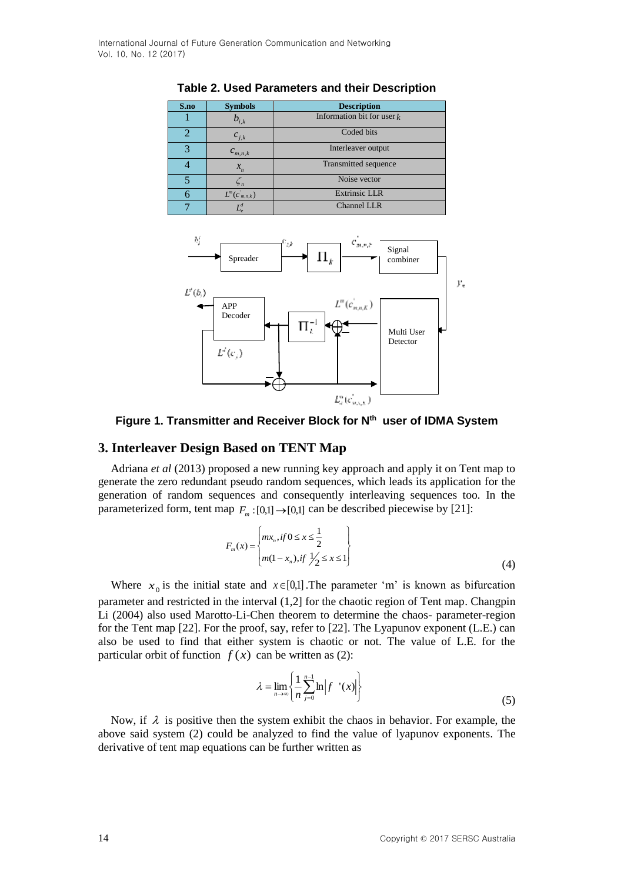**Table 2. Used Parameters and their Description**

| S.no | Symbols | Description |
|---|---|---|
| 1 | $b_{i,k}$ | Information bit for user $k$ |
| 2 | $c_{j,k}$ | Coded bits |
| 3 | $c_{m,n,k}$ | Interleaver output |
| 4 | $x_n$ | Transmitted sequence |
| 5 | $\zeta_n$ | Noise vector |
| 6 | $L^m(c^{'}_{m,n,k})$ | Extrinsic LLR |
| 7 | $L^d_e$ | Channel LLR |

**Figure 1. Transmitter and Receiver Block for N[th] user of IDMA System**

## 3. Interleaver Design Based on TENT Map

Adriana *et al* (2013) proposed a new running key approach and apply it on Tent map to generate the zero redundant pseudo random sequences, which leads its application for the generation of random sequences and consequently interleaving sequences too. In the parameterized form, tent map $F_m : [0,1] \rightarrow [0,1]$ can be described piecewise by [21]:

$$F_m(x) = \begin{cases} mx_n, if\ 0 \le x \le \frac{1}{2} \\ m(1-x_n), if\ \frac{1}{2} \le x \le 1 \end{cases} \tag{4}$$

Where $x_0$ is the initial state and $x \in [0,1]$. The parameter 'm' is known as bifurcation parameter and restricted in the interval (1,2] for the chaotic region of Tent map. Changpin Li (2004) also used Marotto-Li-Chen theorem to determine the chaos- parameter-region for the Tent map [22]. For the proof, say, refer to [22]. The Lyapunov exponent (L.E.) can also be used to find that either system is chaotic or not. The value of L.E. for the particular orbit of function $f(x)$ can be written as (2):

$$\lambda = \lim_{n \to \infty} \left\{ \frac{1}{n} \sum_{j=0}^{n-1} \ln \left| f\ '(x) \right| \right\} \tag{5}$$

Now, if $\lambda$ is positive then the system exhibit the chaos in behavior. For example, the above said system (2) could be analyzed to find the value of lyapunov exponents. The derivative of tent map equations can be further written as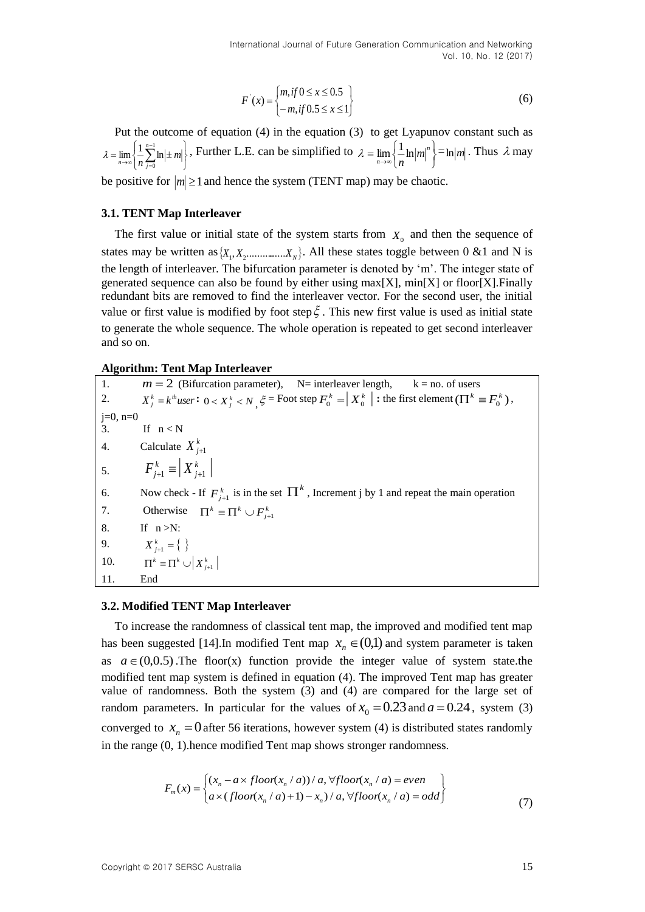$$F^{'}(x) = \begin{cases} m, if\, 0 \le x \le 0.5 \\ -m, if\, 0.5 \le x \le 1 \end{cases} \tag{6}$$

Put the outcome of equation (4) in the equation (3) to get Lyapunov constant such as $\lambda = \lim_{n\to\infty}\left\{\frac{1}{n}\sum_{j=0}^{n-1}\ln|\pm m|\right\}$, Further L.E. can be simplified to $\lambda = \lim_{n\to\infty}\left\{\frac{1}{n}\ln|m|^{n}\right\} = \ln|m|$. Thus $\lambda$ may be positive for $|m| \ge 1$ and hence the system (TENT map) may be chaotic.

### 3.1. TENT Map Interleaver

The first value or initial state of the system starts from $X_0$ and then the sequence of states may be written as $\{X_1, X_2 ..........X_N\}$. All these states toggle between 0 &1 and N is the length of interleaver. The bifurcation parameter is denoted by 'm'. The integer state of generated sequence can also be found by either using max[X], min[X] or floor[X].Finally redundant bits are removed to find the interleaver vector. For the second user, the initial value or first value is modified by foot step $\xi$. This new first value is used as initial state to generate the whole sequence. The whole operation is repeated to get second interleaver and so on.

**Algorithm: Tent Map Interleaver**

| | |
|---|---|
| 1. | $m = 2$ (Bifurcation parameter), N= interleaver length, k = no. of users |
| 2. | $X_j^k = k^{th} user$ **:** $0 < X_j^k < N$ , $\xi$ = Foot step $F_0^k = \lvert X_0^k \rvert$ **:** the first element $(\Pi^k \equiv F_0^k)$, j=0, n=0 |
| 3. | If n < N |
| 4. | Calculate $X_{j+1}^k$ |
| 5. | $F_{j+1}^k \equiv \lvert X_{j+1}^k \rvert$ |
| 6. | Now check - If $F_{j+1}^k$ is in the set $\Pi^k$, Increment j by 1 and repeat the main operation |
| 7. | Otherwise $\Pi^k \equiv \Pi^k \cup F_{j+1}^k$ |
| 8. | If n >N: |
| 9. | $X_{j+1}^k = \{\ \}$ |
| 10. | $\Pi^k \equiv \Pi^k \cup \lvert X_{j+1}^k \rvert$ |
| 11. | End |

### 3.2. Modified TENT Map Interleaver

To increase the randomness of classical tent map, the improved and modified tent map has been suggested [14].In modified Tent map $x_n \in (0,1)$ and system parameter is taken as $a \in (0,0.5)$.The floor(x) function provide the integer value of system state.the modified tent map system is defined in equation (4). The improved Tent map has greater value of randomness. Both the system (3) and (4) are compared for the large set of random parameters. In particular for the values of $x_0 = 0.23$ and $a = 0.24$, system (3) converged to $x_n = 0$ after 56 iterations, however system (4) is distributed states randomly in the range (0, 1).hence modified Tent map shows stronger randomness.

$$F_m(x) = \begin{cases} (x_n - a \times floor(x_n / a)) / a, \forall floor(x_n / a) = even \\ a \times (floor(x_n / a) + 1) - x_n) / a, \forall floor(x_n / a) = odd \end{cases} \tag{7}$$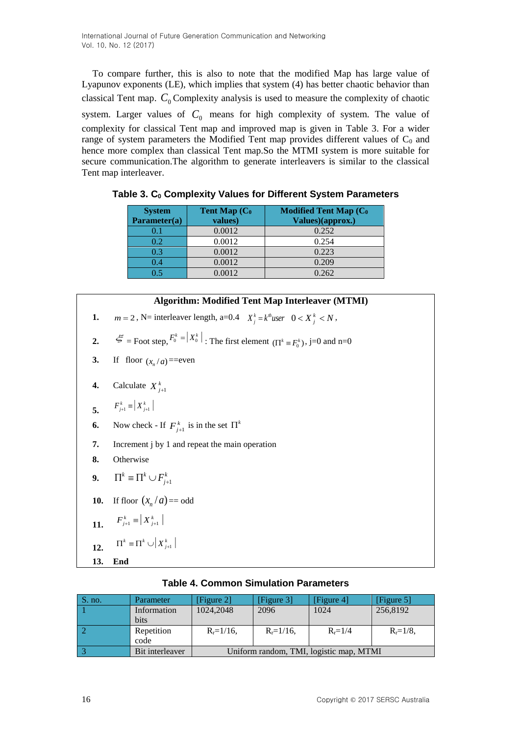To compare further, this is also to note that the modified Map has large value of Lyapunov exponents (LE), which implies that system (4) has better chaotic behavior than classical Tent map. $C_0$ Complexity analysis is used to measure the complexity of chaotic system. Larger values of $C_0$ means for high complexity of system. The value of complexity for classical Tent map and improved map is given in Table 3. For a wider range of system parameters the Modified Tent map provides different values of $C_0$ and hence more complex than classical Tent map.So the MTMI system is more suitable for secure communication.The algorithm to generate interleavers is similar to the classical Tent map interleaver.

**Table 3. $C_0$ Complexity Values for Different System Parameters**

| System Parameter(a) | Tent Map ($C_0$ values) | Modified Tent Map ($C_0$ Values)(approx.) |
|---|---|---|
| 0.1 | 0.0012 | 0.252 |
| 0.2 | 0.0012 | 0.254 |
| 0.3 | 0.0012 | 0.223 |
| 0.4 | 0.0012 | 0.209 |
| 0.5 | 0.0012 | 0.262 |

**Algorithm: Modified Tent Map Interleaver (MTMI)**

1. $m = 2$, N= interleaver length, a=0.4 $X_j^k = k^{th}user$ $0 < X_j^k < N$,
2. $\xi$ = Foot step, $F_0^k = |X_0^k|$ : The first element $(\Pi^k \equiv F_0^k)$, j=0 and n=0
3. If floor $(x_n/a)$==even
4. Calculate $X_{j+1}^k$
5. $F_{j+1}^k \equiv |X_{j+1}^k|$
6. Now check - If $F_{j+1}^k$ is in the set $\Pi^k$
7. Increment j by 1 and repeat the main operation
8. Otherwise
9. $\Pi^k \equiv \Pi^k \cup F_{j+1}^k$
10. If floor $(x_n/a)$== odd
11. $F_{j+1}^k \equiv |X_{j+1}^k|$
12. $\Pi^k \equiv \Pi^k \cup |X_{j+1}^k|$
13. **End**

**Table 4. Common Simulation Parameters**

| S. no. | Parameter | [Figure 2] | [Figure 3] | [Figure 4] | [Figure 5] |
|---|---|---|---|---|---|
| 1 | Information bits | 1024,2048 | 2096 | 1024 | 256,8192 |
| 2 | Repetition code | $R_r$=1/16, | $R_r$=1/16, | $R_r$=1/4 | $R_r$=1/8, |
| 3 | Bit interleaver | Uniform random, TMI, logistic map, MTMI | | | |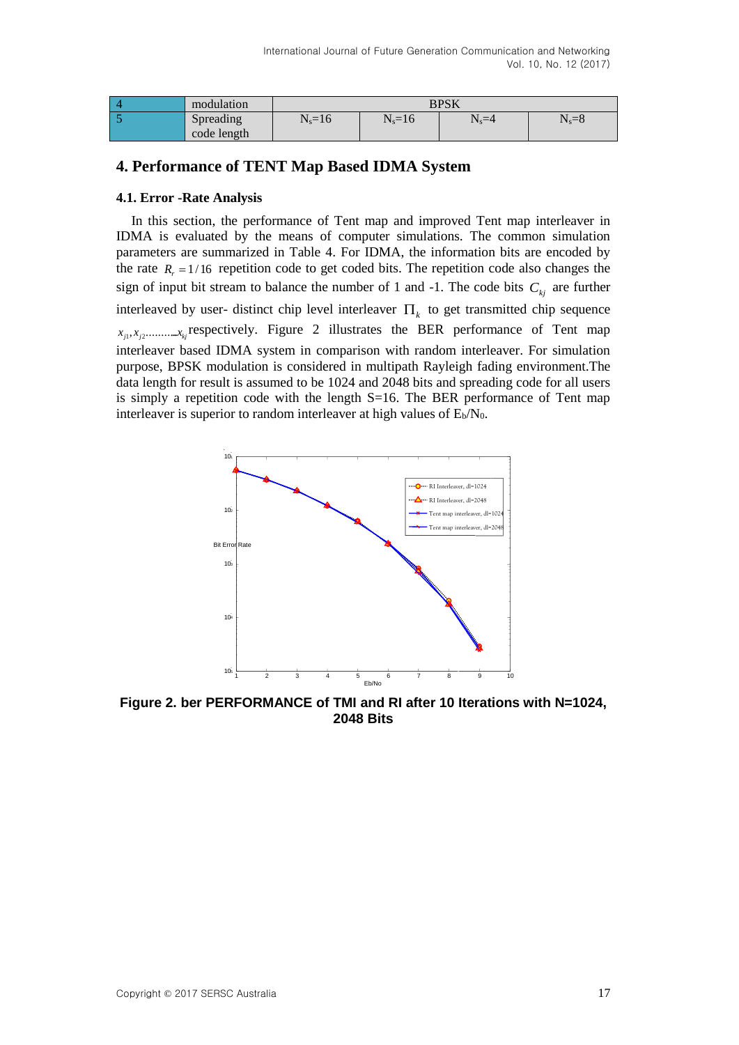| 4 | modulation | BPSK | | | |
|---|---|---|---|---|---|
| 5 | Spreading code length | $N_s$=16 | $N_s$=16 | $N_s$=4 | $N_s$=8 |

## 4. Performance of TENT Map Based IDMA System

### 4.1. Error -Rate Analysis

In this section, the performance of Tent map and improved Tent map interleaver in IDMA is evaluated by the means of computer simulations. The common simulation parameters are summarized in Table 4. For IDMA, the information bits are encoded by the rate $R_r = 1/16$ repetition code to get coded bits. The repetition code also changes the sign of input bit stream to balance the number of 1 and -1. The code bits $C_{kj}$ are further interleaved by user- distinct chip level interleaver $\Pi_k$ to get transmitted chip sequence $x_{j1}, x_{j2}.........x_{kj}$ respectively. Figure 2 illustrates the BER performance of Tent map interleaver based IDMA system in comparison with random interleaver. For simulation purpose, BPSK modulation is considered in multipath Rayleigh fading environment.The data length for result is assumed to be 1024 and 2048 bits and spreading code for all users is simply a repetition code with the length S=16. The BER performance of Tent map interleaver is superior to random interleaver at high values of $E_b/N_0$.

**Figure 2. ber PERFORMANCE of TMI and RI after 10 Iterations with N=1024, 2048 Bits**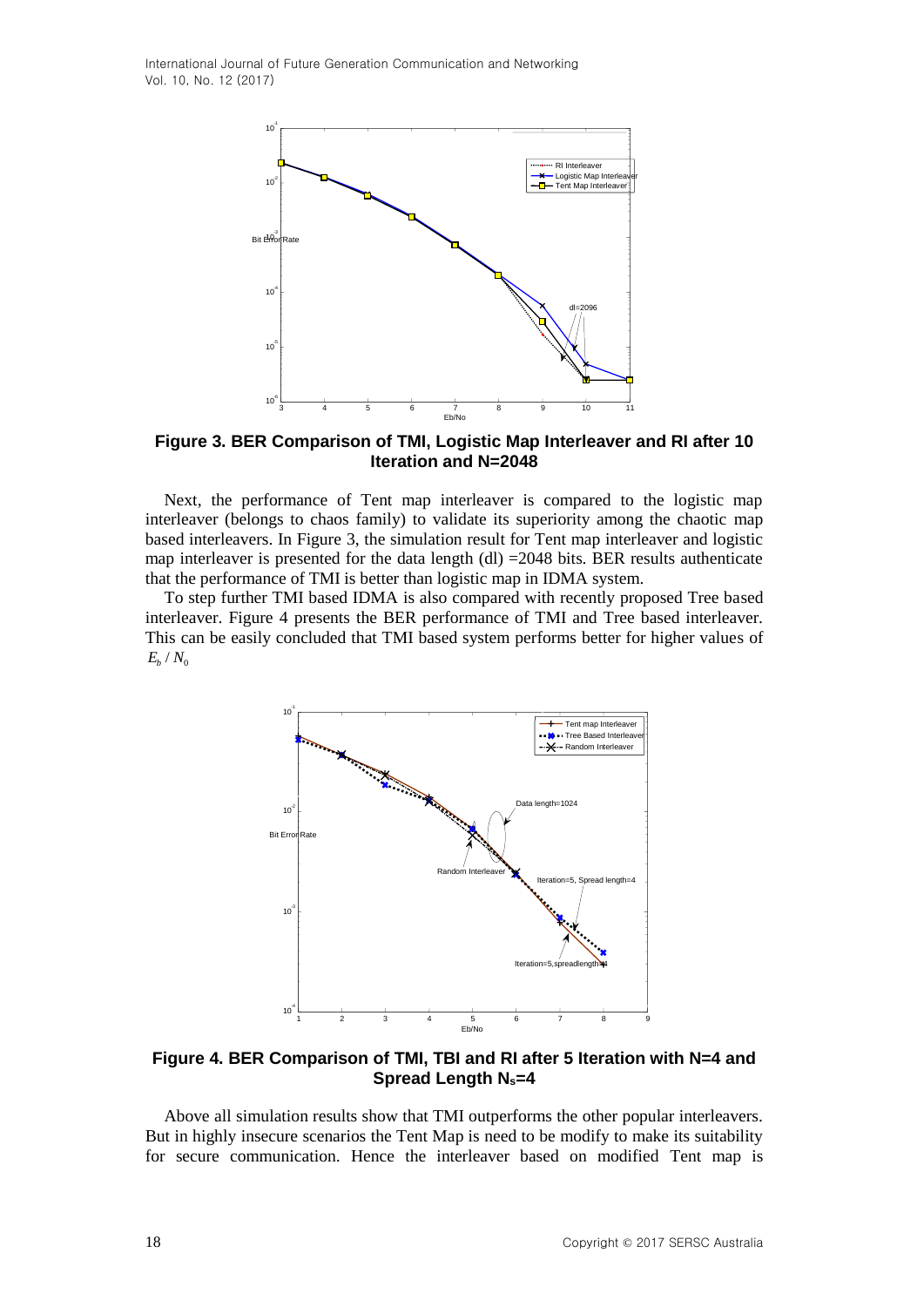**Figure 3. BER Comparison of TMI, Logistic Map Interleaver and RI after 10 Iteration and N=2048**

Next, the performance of Tent map interleaver is compared to the logistic map interleaver (belongs to chaos family) to validate its superiority among the chaotic map based interleavers. In Figure 3, the simulation result for Tent map interleaver and logistic map interleaver is presented for the data length (dl) =2048 bits. BER results authenticate that the performance of TMI is better than logistic map in IDMA system.

To step further TMI based IDMA is also compared with recently proposed Tree based interleaver. Figure 4 presents the BER performance of TMI and Tree based interleaver. This can be easily concluded that TMI based system performs better for higher values of $E_b / N_0$

**Figure 4. BER Comparison of TMI, TBI and RI after 5 Iteration with N=4 and Spread Length $N_s$=4**

Above all simulation results show that TMI outperforms the other popular interleavers. But in highly insecure scenarios the Tent Map is need to be modify to make its suitability for secure communication. Hence the interleaver based on modified Tent map is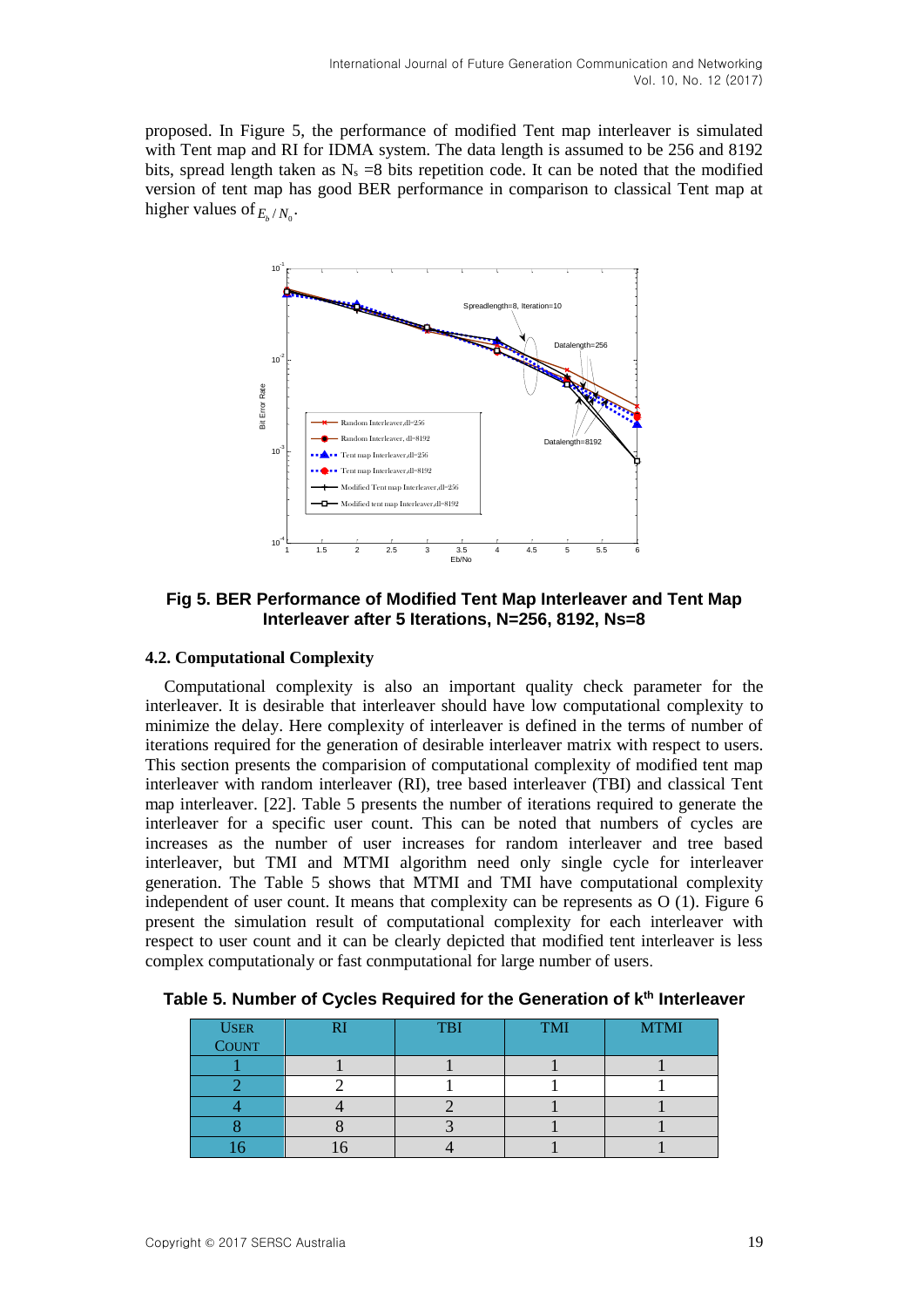proposed. In Figure 5, the performance of modified Tent map interleaver is simulated with Tent map and RI for IDMA system. The data length is assumed to be 256 and 8192 bits, spread length taken as $N_s$ =8 bits repetition code. It can be noted that the modified version of tent map has good BER performance in comparison to classical Tent map at higher values of $E_b / N_0$.

**Fig 5. BER Performance of Modified Tent Map Interleaver and Tent Map Interleaver after 5 Iterations, N=256, 8192, Ns=8**

### 4.2. Computational Complexity

Computational complexity is also an important quality check parameter for the interleaver. It is desirable that interleaver should have low computational complexity to minimize the delay. Here complexity of interleaver is defined in the terms of number of iterations required for the generation of desirable interleaver matrix with respect to users. This section presents the comparision of computational complexity of modified tent map interleaver with random interleaver (RI), tree based interleaver (TBI) and classical Tent map interleaver. [22]. Table 5 presents the number of iterations required to generate the interleaver for a specific user count. This can be noted that numbers of cycles are increases as the number of user increases for random interleaver and tree based interleaver, but TMI and MTMI algorithm need only single cycle for interleaver generation. The Table 5 shows that MTMI and TMI have computational complexity independent of user count. It means that complexity can be represents as O (1). Figure 6 present the simulation result of computational complexity for each interleaver with respect to user count and it can be clearly depicted that modified tent interleaver is less complex computationaly or fast conmputational for large number of users.

**Table 5. Number of Cycles Required for the Generation of k<sup>th</sup> Interleaver**

| User Count | RI | TBI | TMI | MTMI |
|---|---|---|---|---|
| 1 | 1 | 1 | 1 | 1 |
| 2 | 2 | 1 | 1 | 1 |
| 4 | 4 | 2 | 1 | 1 |
| 8 | 8 | 3 | 1 | 1 |
| 16 | 16 | 4 | 1 | 1 |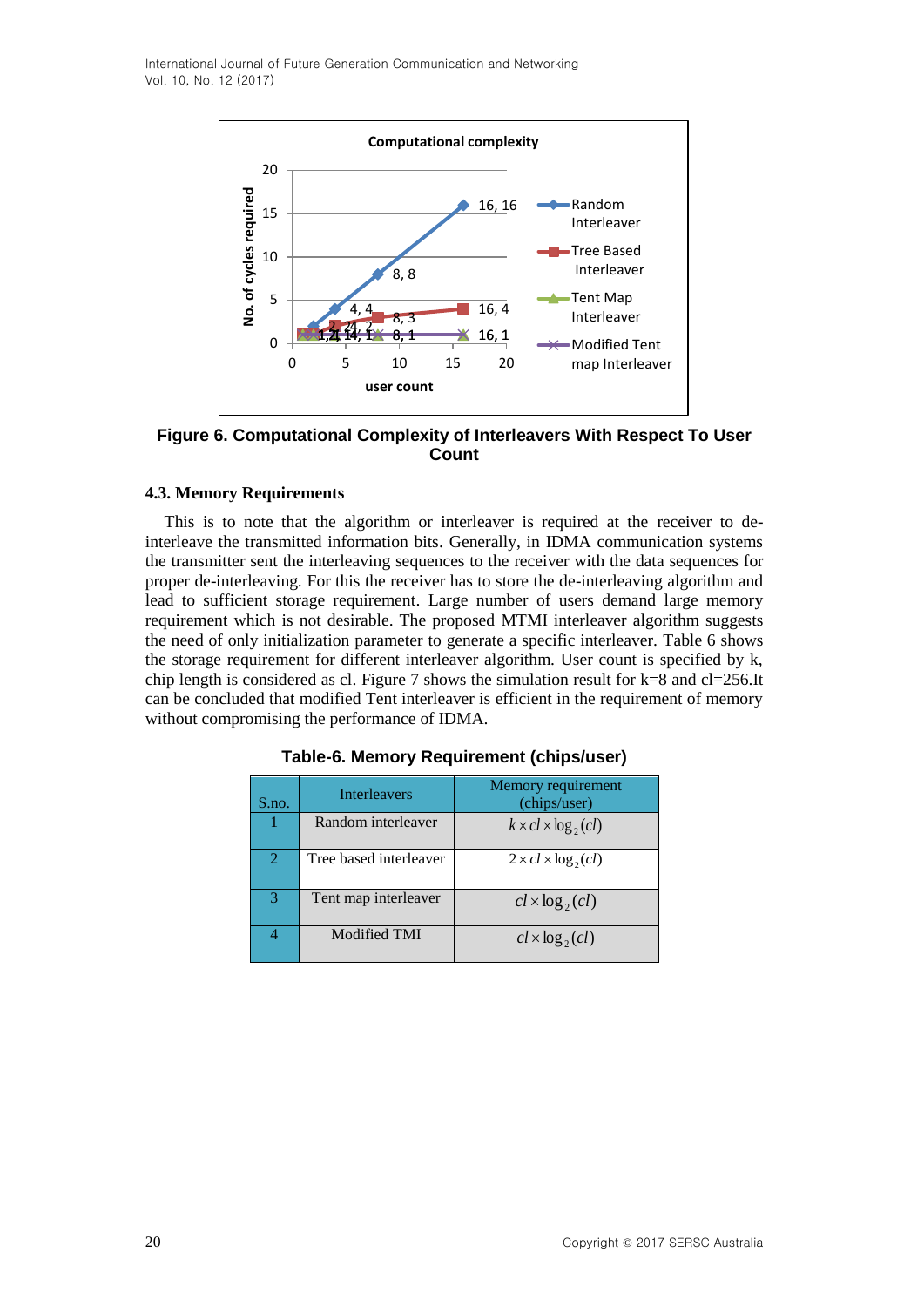**Figure 6. Computational Complexity of Interleavers With Respect To User Count**

### 4.3. Memory Requirements

This is to note that the algorithm or interleaver is required at the receiver to de-interleave the transmitted information bits. Generally, in IDMA communication systems the transmitter sent the interleaving sequences to the receiver with the data sequences for proper de-interleaving. For this the receiver has to store the de-interleaving algorithm and lead to sufficient storage requirement. Large number of users demand large memory requirement which is not desirable. The proposed MTMI interleaver algorithm suggests the need of only initialization parameter to generate a specific interleaver. Table 6 shows the storage requirement for different interleaver algorithm. User count is specified by k, chip length is considered as cl. Figure 7 shows the simulation result for k=8 and cl=256.It can be concluded that modified Tent interleaver is efficient in the requirement of memory without compromising the performance of IDMA.

**Table-6. Memory Requirement (chips/user)**

| S.no. | Interleavers | Memory requirement (chips/user) |
|---|---|---|
| 1 | Random interleaver | $k \times cl \times \log_2(cl)$ |
| 2 | Tree based interleaver | $2 \times cl \times \log_2(cl)$ |
| 3 | Tent map interleaver | $cl \times \log_2(cl)$ |
| 4 | Modified TMI | $cl \times \log_2(cl)$ |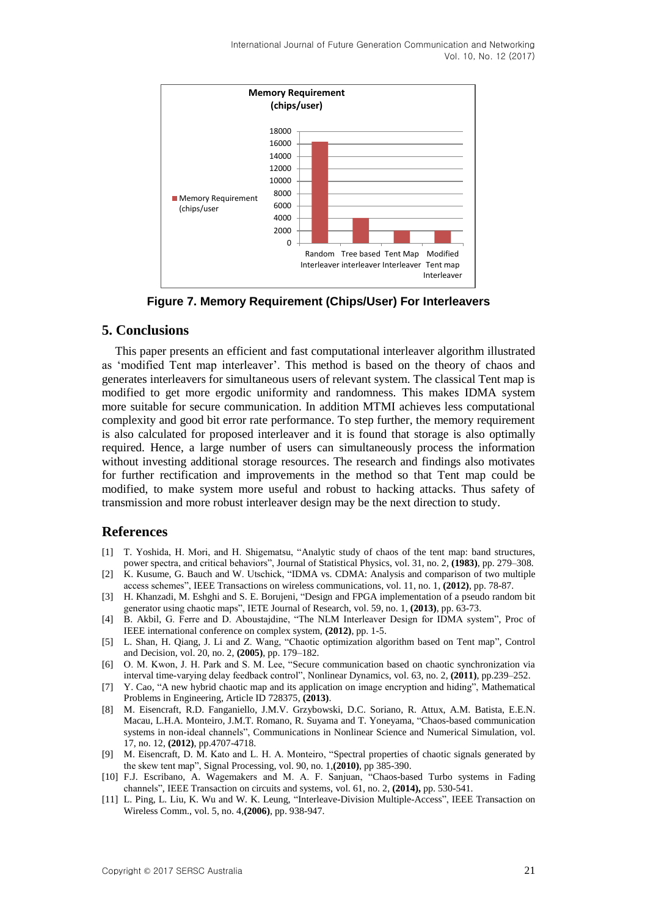Memory Requirement (chips/user)

Figure 7. Memory Requirement (Chips/User) For Interleavers

## 5. Conclusions

This paper presents an efficient and fast computational interleaver algorithm illustrated as 'modified Tent map interleaver'. This method is based on the theory of chaos and generates interleavers for simultaneous users of relevant system. The classical Tent map is modified to get more ergodic uniformity and randomness. This makes IDMA system more suitable for secure communication. In addition MTMI achieves less computational complexity and good bit error rate performance. To step further, the memory requirement is also calculated for proposed interleaver and it is found that storage is also optimally required. Hence, a large number of users can simultaneously process the information without investing additional storage resources. The research and findings also motivates for further rectification and improvements in the method so that Tent map could be modified, to make system more useful and robust to hacking attacks. Thus safety of transmission and more robust interleaver design may be the next direction to study.

## References

[1] T. Yoshida, H. Mori, and H. Shigematsu, "Analytic study of chaos of the tent map: band structures, power spectra, and critical behaviors", Journal of Statistical Physics, vol. 31, no. 2, **(1983)**, pp. 279–308.

[2] K. Kusume, G. Bauch and W. Utschick, "IDMA vs. CDMA: Analysis and comparison of two multiple access schemes", IEEE Transactions on wireless communications, vol. 11, no. 1, **(2012)**, pp. 78-87.

[3] H. Khanzadi, M. Eshghi and S. E. Borujeni, "Design and FPGA implementation of a pseudo random bit generator using chaotic maps", IETE Journal of Research, vol. 59, no. 1, **(2013)**, pp. 63-73.

[4] B. Akbil, G. Ferre and D. Aboustajdine, "The NLM Interleaver Design for IDMA system", Proc of IEEE international conference on complex system, **(2012)**, pp. 1-5.

[5] L. Shan, H. Qiang, J. Li and Z. Wang, "Chaotic optimization algorithm based on Tent map", Control and Decision, vol. 20, no. 2, **(2005)**, pp. 179–182.

[6] O. M. Kwon, J. H. Park and S. M. Lee, "Secure communication based on chaotic synchronization via interval time-varying delay feedback control", Nonlinear Dynamics, vol. 63, no. 2, **(2011)**, pp.239–252.

[7] Y. Cao, "A new hybrid chaotic map and its application on image encryption and hiding", Mathematical Problems in Engineering, Article ID 728375, **(2013)**.

[8] M. Eisencraft, R.D. Fanganiello, J.M.V. Grzybowski, D.C. Soriano, R. Attux, A.M. Batista, E.E.N. Macau, L.H.A. Monteiro, J.M.T. Romano, R. Suyama and T. Yoneyama, "Chaos-based communication systems in non-ideal channels", Communications in Nonlinear Science and Numerical Simulation, vol. 17, no. 12, **(2012)**, pp.4707-4718.

[9] M. Eisencraft, D. M. Kato and L. H. A. Monteiro, "Spectral properties of chaotic signals generated by the skew tent map", Signal Processing, vol. 90, no. 1,**(2010)**, pp 385-390.

[10] F.J. Escribano, A. Wagemakers and M. A. F. Sanjuan, "Chaos-based Turbo systems in Fading channels", IEEE Transaction on circuits and systems, vol. 61, no. 2, **(2014),** pp. 530-541.

[11] L. Ping, L. Liu, K. Wu and W. K. Leung, "Interleave-Division Multiple-Access", IEEE Transaction on Wireless Comm., vol. 5, no. 4,**(2006)**, pp. 938-947.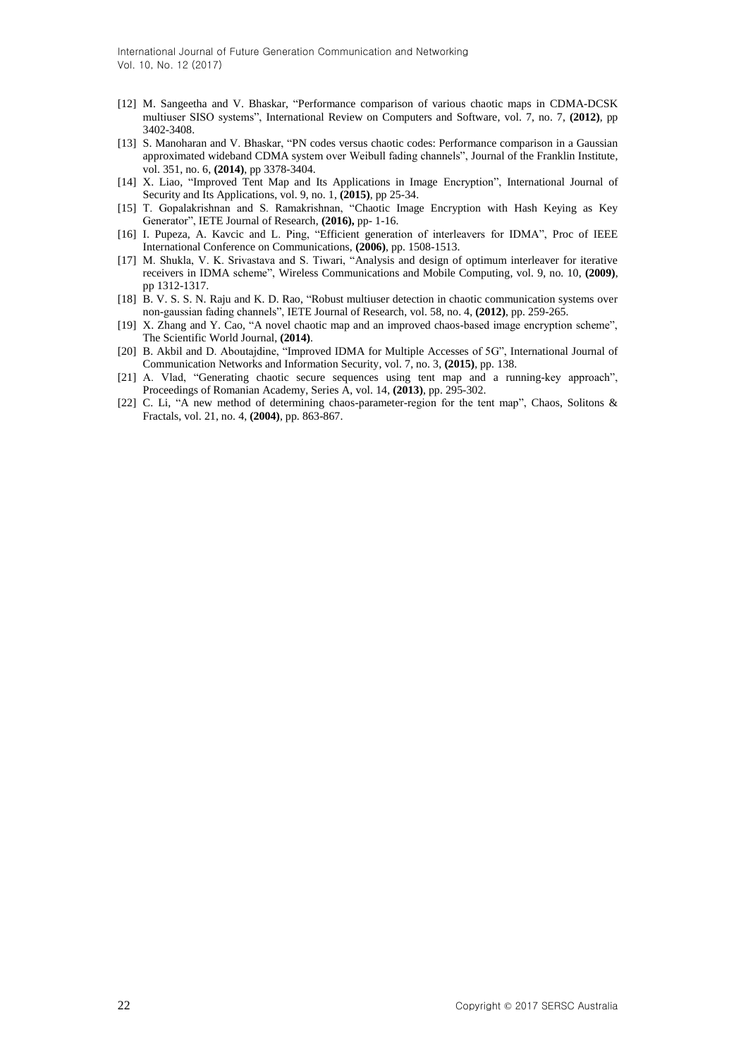[12] M. Sangeetha and V. Bhaskar, "Performance comparison of various chaotic maps in CDMA-DCSK multiuser SISO systems", International Review on Computers and Software, vol. 7, no. 7, **(2012)**, pp 3402-3408.

[13] S. Manoharan and V. Bhaskar, "PN codes versus chaotic codes: Performance comparison in a Gaussian approximated wideband CDMA system over Weibull fading channels", Journal of the Franklin Institute, vol. 351, no. 6, **(2014)**, pp 3378-3404.

[14] X. Liao, "Improved Tent Map and Its Applications in Image Encryption", International Journal of Security and Its Applications, vol. 9, no. 1, **(2015)**, pp 25-34.

[15] T. Gopalakrishnan and S. Ramakrishnan, "Chaotic Image Encryption with Hash Keying as Key Generator", IETE Journal of Research, **(2016),** pp- 1-16.

[16] I. Pupeza, A. Kavcic and L. Ping, "Efficient generation of interleavers for IDMA", Proc of IEEE International Conference on Communications, **(2006)**, pp. 1508-1513.

[17] M. Shukla, V. K. Srivastava and S. Tiwari, "Analysis and design of optimum interleaver for iterative receivers in IDMA scheme", Wireless Communications and Mobile Computing, vol. 9, no. 10, **(2009)**, pp 1312-1317.

[18] B. V. S. S. N. Raju and K. D. Rao, "Robust multiuser detection in chaotic communication systems over non-gaussian fading channels", IETE Journal of Research, vol. 58, no. 4, **(2012)**, pp. 259-265.

[19] X. Zhang and Y. Cao, "A novel chaotic map and an improved chaos-based image encryption scheme", The Scientific World Journal, **(2014)**.

[20] B. Akbil and D. Aboutajdine, "Improved IDMA for Multiple Accesses of 5G", International Journal of Communication Networks and Information Security, vol. 7, no. 3, **(2015)**, pp. 138.

[21] A. Vlad, "Generating chaotic secure sequences using tent map and a running-key approach", Proceedings of Romanian Academy, Series A, vol. 14, **(2013)**, pp. 295-302.

[22] C. Li, "A new method of determining chaos-parameter-region for the tent map", Chaos, Solitons & Fractals, vol. 21, no. 4, **(2004)**, pp. 863-867.